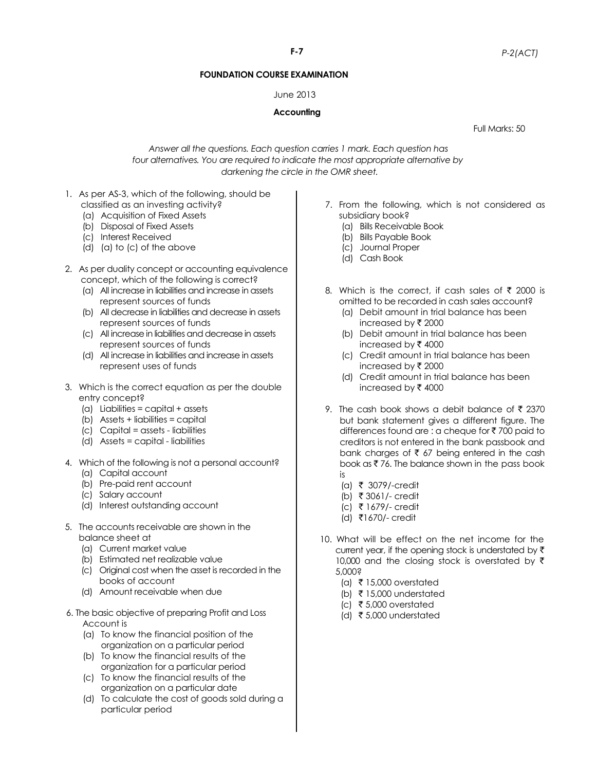**FOUNDATION COURSE EXAMINATION**

June 2013

**Accounting**

Full Marks: 50

*Answer all the questions. Each question carries 1 mark. Each question has four alternatives. You are required to indicate the most appropriate alternative by darkening the circle in the OMR sheet.*

1. As per AS-3, which of the following, should be classified as an investing activity?
   - (a) Acquisition of Fixed Assets
   - (b) Disposal of Fixed Assets
   - (c) Interest Received
   - (d) (a) to (c) of the above

2. As per duality concept or accounting equivalence concept, which of the following is correct?
   - (a) All increase in liabilities and increase in assets represent sources of funds
   - (b) All decrease in liabilities and decrease in assets represent sources of funds
   - (c) All increase in liabilities and decrease in assets represent sources of funds
   - (d) All increase in liabilities and increase in assets represent uses of funds

3. Which is the correct equation as per the double entry concept?
   - (a) Liabilities = capital + assets
   - (b) Assets + liabilities = capital
   - (c) Capital = assets - liabilities
   - (d) Assets = capital - liabilities

4. Which of the following is not a personal account?
   - (a) Capital account
   - (b) Pre-paid rent account
   - (c) Salary account
   - (d) Interest outstanding account

5. The accounts receivable are shown in the balance sheet at
   - (a) Current market value
   - (b) Estimated net realizable value
   - (c) Original cost when the asset is recorded in the books of account
   - (d) Amount receivable when due

6. The basic objective of preparing Profit and Loss Account is
   - (a) To know the financial position of the organization on a particular period
   - (b) To know the financial results of the organization for a particular period
   - (c) To know the financial results of the organization on a particular date
   - (d) To calculate the cost of goods sold during a particular period

7. From the following, which is not considered as subsidiary book?
   - (a) Bills Receivable Book
   - (b) Bills Payable Book
   - (c) Journal Proper
   - (d) Cash Book

8. Which is the correct, if cash sales of ₹ 2000 is omitted to be recorded in cash sales account?
   - (a) Debit amount in trial balance has been increased by ₹ 2000
   - (b) Debit amount in trial balance has been increased by ₹ 4000
   - (c) Credit amount in trial balance has been increased by ₹ 2000
   - (d) Credit amount in trial balance has been increased by ₹ 4000

9. The cash book shows a debit balance of ₹ 2370 but bank statement gives a different figure. The differences found are : a cheque for ₹ 700 paid to creditors is not entered in the bank passbook and bank charges of ₹ 67 being entered in the cash book as ₹ 76. The balance shown in the pass book is
   - (a) ₹ 3079/-credit
   - (b) ₹ 3061/- credit
   - (c) ₹ 1679/- credit
   - (d) ₹1670/- credit

10. What will be effect on the net income for the current year, if the opening stock is understated by ₹ 10,000 and the closing stock is overstated by ₹ 5,000?
    - (a) ₹ 15,000 overstated
    - (b) ₹ 15,000 understated
    - (c) ₹ 5,000 overstated
    - (d) ₹ 5,000 understated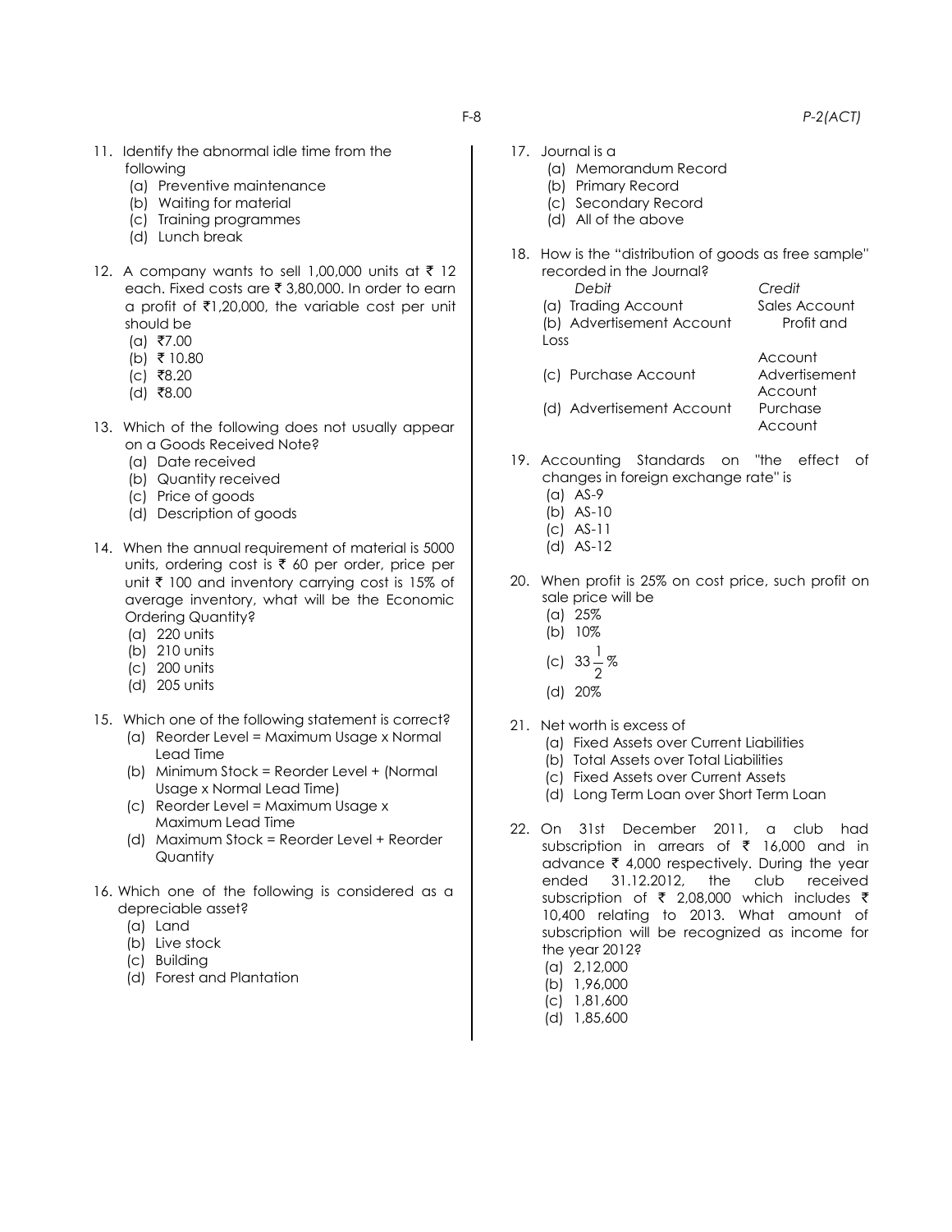11. Identify the abnormal idle time from the following
    - (a) Preventive maintenance
    - (b) Waiting for material
    - (c) Training programmes
    - (d) Lunch break

12. A company wants to sell 1,00,000 units at ₹ 12 each. Fixed costs are ₹ 3,80,000. In order to earn a profit of ₹1,20,000, the variable cost per unit should be
    - (a) ₹7.00
    - (b) ₹ 10.80
    - (c) ₹8.20
    - (d) ₹8.00

13. Which of the following does not usually appear on a Goods Received Note?
    - (a) Date received
    - (b) Quantity received
    - (c) Price of goods
    - (d) Description of goods

14. When the annual requirement of material is 5000 units, ordering cost is ₹ 60 per order, price per unit ₹ 100 and inventory carrying cost is 15% of average inventory, what will be the Economic Ordering Quantity?
    - (a) 220 units
    - (b) 210 units
    - (c) 200 units
    - (d) 205 units

15. Which one of the following statement is correct?
    - (a) Reorder Level = Maximum Usage x Normal Lead Time
    - (b) Minimum Stock = Reorder Level + (Normal Usage x Normal Lead Time)
    - (c) Reorder Level = Maximum Usage x Maximum Lead Time
    - (d) Maximum Stock = Reorder Level + Reorder Quantity

16. Which one of the following is considered as a depreciable asset?
    - (a) Land
    - (b) Live stock
    - (c) Building
    - (d) Forest and Plantation

17. Journal is a
    - (a) Memorandum Record
    - (b) Primary Record
    - (c) Secondary Record
    - (d) All of the above

18. How is the "distribution of goods as free sample" recorded in the Journal?

| | *Debit* | *Credit* |
|---|---|---|
| (a) | Trading Account | Sales Account |
| (b) | Advertisement Account | Profit and Loss Account |
| (c) | Purchase Account | Advertisement Account |
| (d) | Advertisement Account | Purchase Account |

19. Accounting Standards on "the effect of changes in foreign exchange rate" is
    - (a) AS-9
    - (b) AS-10
    - (c) AS-11
    - (d) AS-12

20. When profit is 25% on cost price, such profit on sale price will be
    - (a) 25%
    - (b) 10%
    - (c) $33\frac{1}{2}\%$
    - (d) 20%

21. Net worth is excess of
    - (a) Fixed Assets over Current Liabilities
    - (b) Total Assets over Total Liabilities
    - (c) Fixed Assets over Current Assets
    - (d) Long Term Loan over Short Term Loan

22. On 31st December 2011, a club had subscription in arrears of ₹ 16,000 and in advance ₹ 4,000 respectively. During the year ended 31.12.2012, the club received subscription of ₹ 2,08,000 which includes ₹ 10,400 relating to 2013. What amount of subscription will be recognized as income for the year 2012?
    - (a) 2,12,000
    - (b) 1,96,000
    - (c) 1,81,600
    - (d) 1,85,600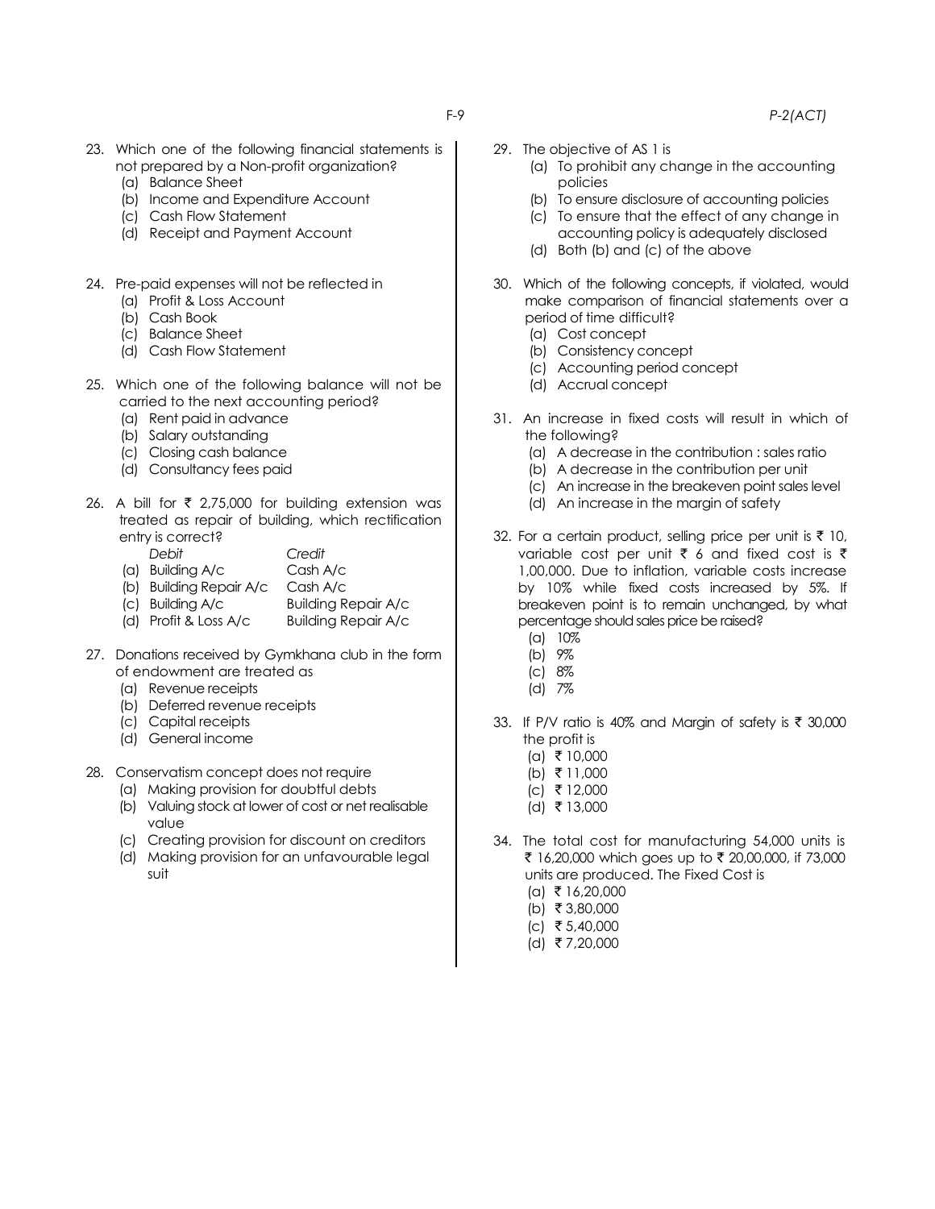23. Which one of the following financial statements is not prepared by a Non-profit organization?
    - (a) Balance Sheet
    - (b) Income and Expenditure Account
    - (c) Cash Flow Statement
    - (d) Receipt and Payment Account

24. Pre-paid expenses will not be reflected in
    - (a) Profit & Loss Account
    - (b) Cash Book
    - (c) Balance Sheet
    - (d) Cash Flow Statement

25. Which one of the following balance will not be carried to the next accounting period?
    - (a) Rent paid in advance
    - (b) Salary outstanding
    - (c) Closing cash balance
    - (d) Consultancy fees paid

26. A bill for ₹ 2,75,000 for building extension was treated as repair of building, which rectification entry is correct?

|  | *Debit* | *Credit* |
|---|---|---|
| (a) | Building A/c | Cash A/c |
| (b) | Building Repair A/c | Cash A/c |
| (c) | Building A/c | Building Repair A/c |
| (d) | Profit & Loss A/c | Building Repair A/c |

27. Donations received by Gymkhana club in the form of endowment are treated as
    - (a) Revenue receipts
    - (b) Deferred revenue receipts
    - (c) Capital receipts
    - (d) General income

28. Conservatism concept does not require
    - (a) Making provision for doubtful debts
    - (b) Valuing stock at lower of cost or net realisable value
    - (c) Creating provision for discount on creditors
    - (d) Making provision for an unfavourable legal suit

29. The objective of AS 1 is
    - (a) To prohibit any change in the accounting policies
    - (b) To ensure disclosure of accounting policies
    - (c) To ensure that the effect of any change in accounting policy is adequately disclosed
    - (d) Both (b) and (c) of the above

30. Which of the following concepts, if violated, would make comparison of financial statements over a period of time difficult?
    - (a) Cost concept
    - (b) Consistency concept
    - (c) Accounting period concept
    - (d) Accrual concept

31. An increase in fixed costs will result in which of the following?
    - (a) A decrease in the contribution : sales ratio
    - (b) A decrease in the contribution per unit
    - (c) An increase in the breakeven point sales level
    - (d) An increase in the margin of safety

32. For a certain product, selling price per unit is ₹ 10, variable cost per unit ₹ 6 and fixed cost is ₹ 1,00,000. Due to inflation, variable costs increase by 10% while fixed costs increased by 5%. If breakeven point is to remain unchanged, by what percentage should sales price be raised?
    - (a) 10%
    - (b) 9%
    - (c) 8%
    - (d) 7%

33. If P/V ratio is 40% and Margin of safety is ₹ 30,000 the profit is
    - (a) ₹ 10,000
    - (b) ₹ 11,000
    - (c) ₹ 12,000
    - (d) ₹ 13,000

34. The total cost for manufacturing 54,000 units is ₹ 16,20,000 which goes up to ₹ 20,00,000, if 73,000 units are produced. The Fixed Cost is
    - (a) ₹ 16,20,000
    - (b) ₹ 3,80,000
    - (c) ₹ 5,40,000
    - (d) ₹ 7,20,000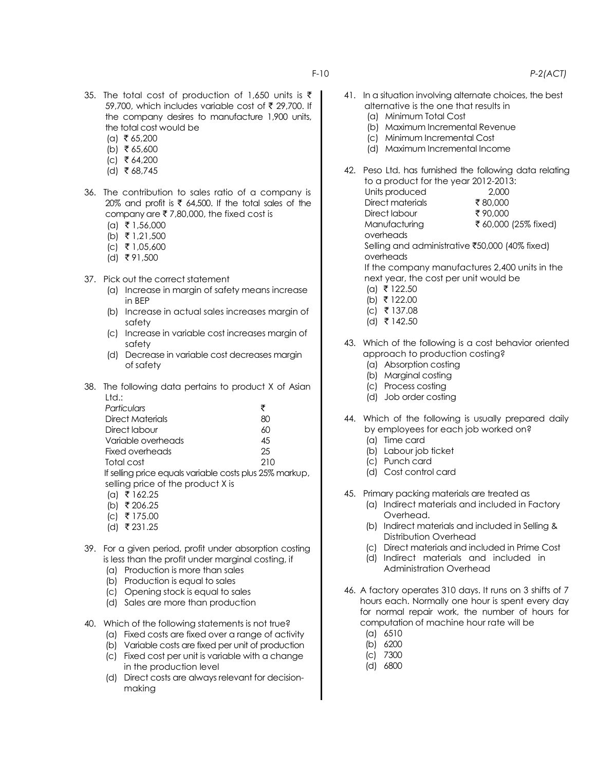35. The total cost of production of 1,650 units is ₹ 59,700, which includes variable cost of ₹ 29,700. If the company desires to manufacture 1,900 units, the total cost would be
   (a) ₹ 65,200
   (b) ₹ 65,600
   (c) ₹ 64,200
   (d) ₹ 68,745

36. The contribution to sales ratio of a company is 20% and profit is ₹ 64,500. If the total sales of the company are ₹ 7,80,000, the fixed cost is
   (a) ₹ 1,56,000
   (b) ₹ 1,21,500
   (c) ₹ 1,05,600
   (d) ₹ 91,500

37. Pick out the correct statement
   (a) Increase in margin of safety means increase in BEP
   (b) Increase in actual sales increases margin of safety
   (c) Increase in variable cost increases margin of safety
   (d) Decrease in variable cost decreases margin of safety

38. The following data pertains to product X of Asian Ltd.:

| *Particulars* | ₹ |
|---|---|
| Direct Materials | 80 |
| Direct labour | 60 |
| Variable overheads | 45 |
| Fixed overheads | 25 |
| Total cost | 210 |

   If selling price equals variable costs plus 25% markup, selling price of the product X is
   (a) ₹ 162.25
   (b) ₹ 206.25
   (c) ₹ 175.00
   (d) ₹ 231.25

39. For a given period, profit under absorption costing is less than the profit under marginal costing, if
   (a) Production is more than sales
   (b) Production is equal to sales
   (c) Opening stock is equal to sales
   (d) Sales are more than production

40. Which of the following statements is not true?
   (a) Fixed costs are fixed over a range of activity
   (b) Variable costs are fixed per unit of production
   (c) Fixed cost per unit is variable with a change in the production level
   (d) Direct costs are always relevant for decision-making

41. In a situation involving alternate choices, the best alternative is the one that results in
   (a) Minimum Total Cost
   (b) Maximum Incremental Revenue
   (c) Minimum Incremental Cost
   (d) Maximum Incremental Income

42. Peso Ltd. has furnished the following data relating to a product for the year 2012-2013:

| | |
|---|---|
| Units produced | 2,000 |
| Direct materials | ₹ 80,000 |
| Direct labour | ₹ 90,000 |
| Manufacturing overheads | ₹ 60,000 (25% fixed) |
| Selling and administrative overheads | ₹50,000 (40% fixed) |

   If the company manufactures 2,400 units in the next year, the cost per unit would be
   (a) ₹ 122.50
   (b) ₹ 122.00
   (c) ₹ 137.08
   (d) ₹ 142.50

43. Which of the following is a cost behavior oriented approach to production costing?
   (a) Absorption costing
   (b) Marginal costing
   (c) Process costing
   (d) Job order costing

44. Which of the following is usually prepared daily by employees for each job worked on?
   (a) Time card
   (b) Labour job ticket
   (c) Punch card
   (d) Cost control card

45. Primary packing materials are treated as
   (a) Indirect materials and included in Factory Overhead.
   (b) Indirect materials and included in Selling & Distribution Overhead
   (c) Direct materials and included in Prime Cost
   (d) Indirect materials and included in Administration Overhead

46. A factory operates 310 days. It runs on 3 shifts of 7 hours each. Normally one hour is spent every day for normal repair work, the number of hours for computation of machine hour rate will be
   (a) 6510
   (b) 6200
   (c) 7300
   (d) 6800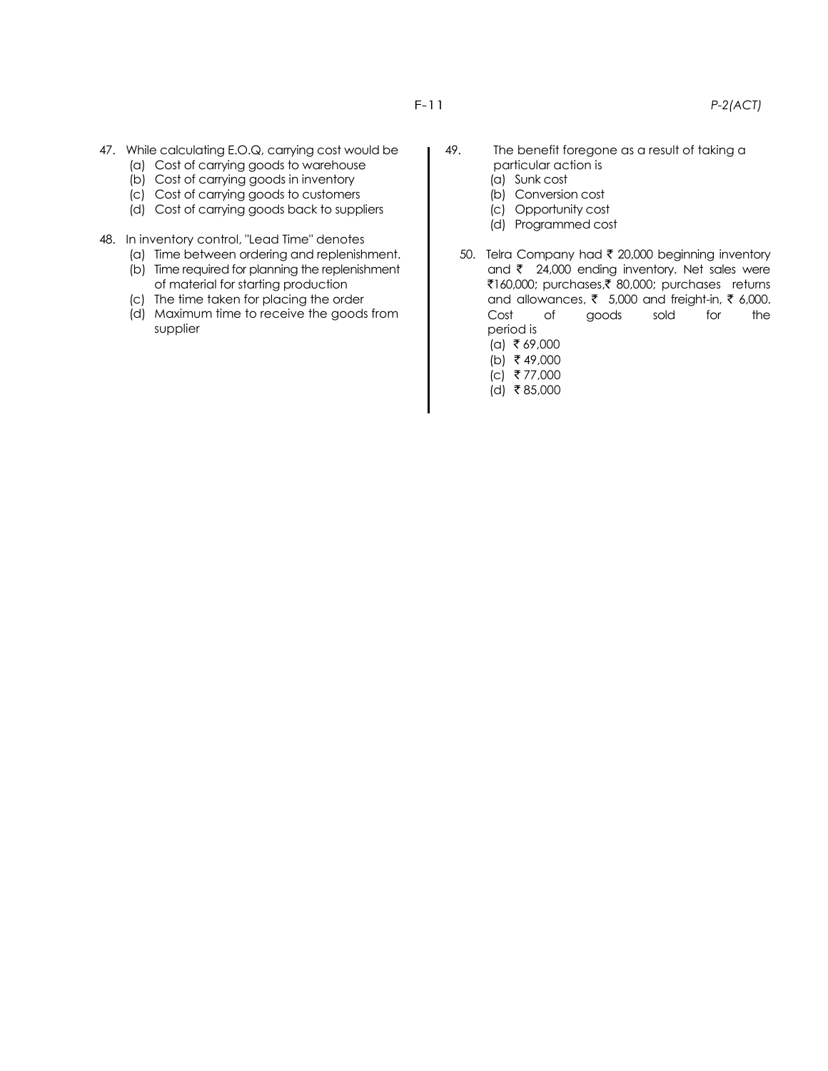47. While calculating E.O.Q, carrying cost would be
    (a) Cost of carrying goods to warehouse
    (b) Cost of carrying goods in inventory
    (c) Cost of carrying goods to customers
    (d) Cost of carrying goods back to suppliers

48. In inventory control, "Lead Time" denotes
    (a) Time between ordering and replenishment.
    (b) Time required for planning the replenishment of material for starting production
    (c) The time taken for placing the order
    (d) Maximum time to receive the goods from supplier

49. The benefit foregone as a result of taking a particular action is
    (a) Sunk cost
    (b) Conversion cost
    (c) Opportunity cost
    (d) Programmed cost

50. Telra Company had ₹ 20,000 beginning inventory and ₹ 24,000 ending inventory. Net sales were ₹160,000; purchases,₹ 80,000; purchases returns and allowances, ₹ 5,000 and freight-in, ₹ 6,000. Cost of goods sold for the period is
    (a) ₹ 69,000
    (b) ₹ 49,000
    (c) ₹ 77,000
    (d) ₹ 85,000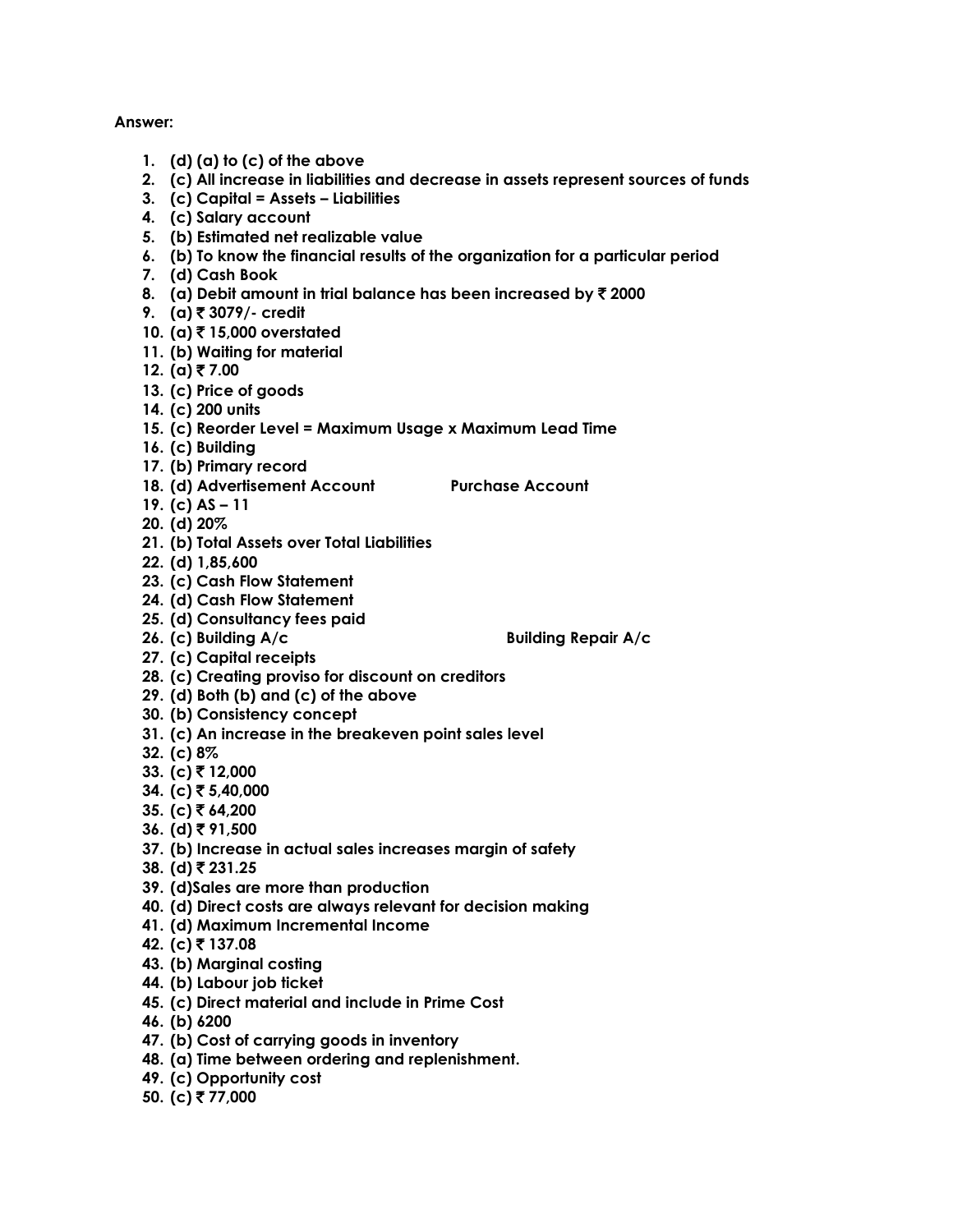**Answer:**

1. **(d) (a) to (c) of the above**
2. **(c) All increase in liabilities and decrease in assets represent sources of funds**
3. **(c) Capital = Assets – Liabilities**
4. **(c) Salary account**
5. **(b) Estimated net realizable value**
6. **(b) To know the financial results of the organization for a particular period**
7. **(d) Cash Book**
8. **(a) Debit amount in trial balance has been increased by ₹ 2000**
9. **(a) ₹ 3079/- credit**
10. **(a) ₹ 15,000 overstated**
11. **(b) Waiting for material**
12. **(a) ₹ 7.00**
13. **(c) Price of goods**
14. **(c) 200 units**
15. **(c) Reorder Level = Maximum Usage x Maximum Lead Time**
16. **(c) Building**
17. **(b) Primary record**
18. **(d) Advertisement Account Purchase Account**
19. **(c) AS – 11**
20. **(d) 20%**
21. **(b) Total Assets over Total Liabilities**
22. **(d) 1,85,600**
23. **(c) Cash Flow Statement**
24. **(d) Cash Flow Statement**
25. **(d) Consultancy fees paid**
26. **(c) Building A/c Building Repair A/c**
27. **(c) Capital receipts**
28. **(c) Creating proviso for discount on creditors**
29. **(d) Both (b) and (c) of the above**
30. **(b) Consistency concept**
31. **(c) An increase in the breakeven point sales level**
32. **(c) 8%**
33. **(c) ₹ 12,000**
34. **(c) ₹ 5,40,000**
35. **(c) ₹ 64,200**
36. **(d) ₹ 91,500**
37. **(b) Increase in actual sales increases margin of safety**
38. **(d) ₹ 231.25**
39. **(d)Sales are more than production**
40. **(d) Direct costs are always relevant for decision making**
41. **(d) Maximum Incremental Income**
42. **(c) ₹ 137.08**
43. **(b) Marginal costing**
44. **(b) Labour job ticket**
45. **(c) Direct material and include in Prime Cost**
46. **(b) 6200**
47. **(b) Cost of carrying goods in inventory**
48. **(a) Time between ordering and replenishment.**
49. **(c) Opportunity cost**
50. **(c) ₹ 77,000**